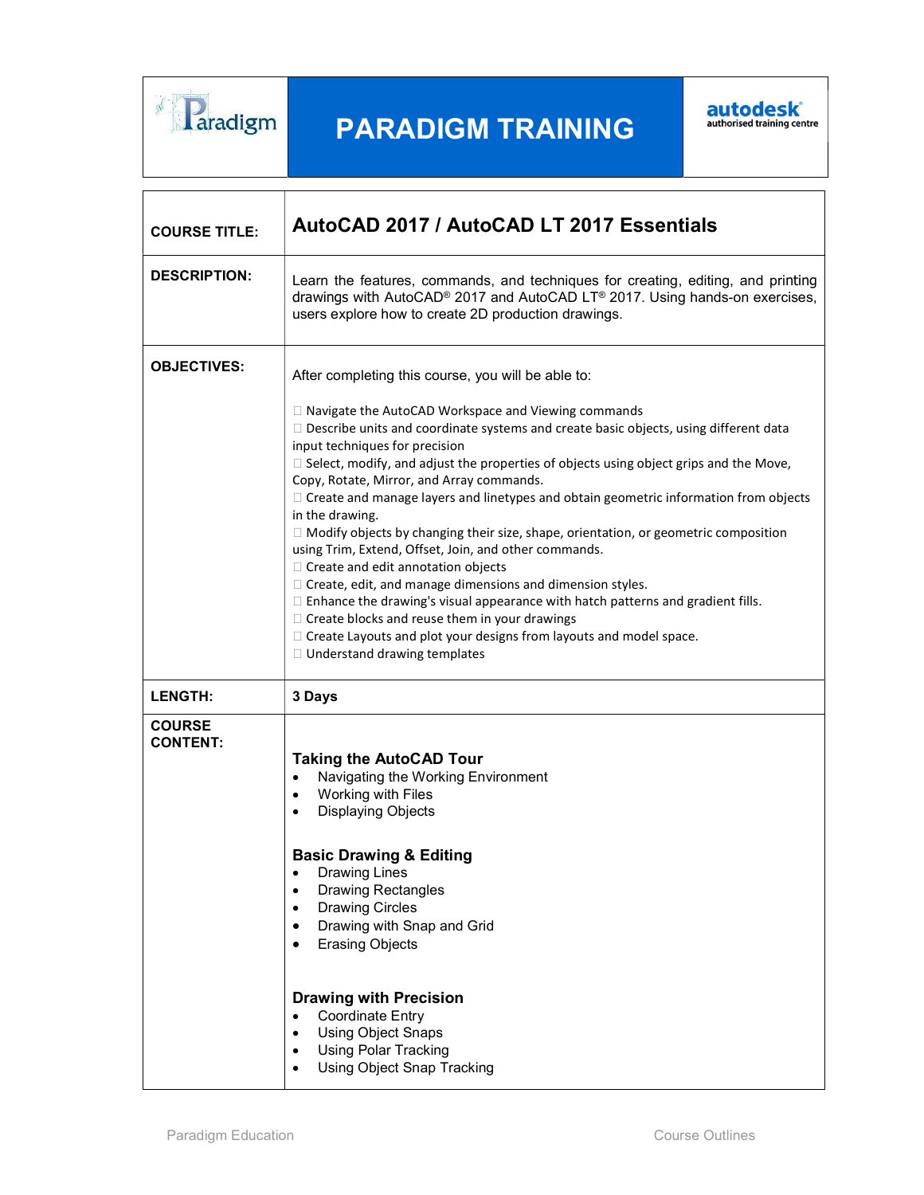# PARADIGM TRAINING

Paradigm | autodesk authorised training centre

| **COURSE TITLE:** | **AutoCAD 2017 / AutoCAD LT 2017 Essentials** |
|---|---|
| **DESCRIPTION:** | Learn the features, commands, and techniques for creating, editing, and printing drawings with AutoCAD® 2017 and AutoCAD LT® 2017. Using hands-on exercises, users explore how to create 2D production drawings. |
| **OBJECTIVES:** | After completing this course, you will be able to:<br><br>- Navigate the AutoCAD Workspace and Viewing commands<br>- Describe units and coordinate systems and create basic objects, using different data input techniques for precision<br>- Select, modify, and adjust the properties of objects using object grips and the Move, Copy, Rotate, Mirror, and Array commands.<br>- Create and manage layers and linetypes and obtain geometric information from objects in the drawing.<br>- Modify objects by changing their size, shape, orientation, or geometric composition using Trim, Extend, Offset, Join, and other commands.<br>- Create and edit annotation objects<br>- Create, edit, and manage dimensions and dimension styles.<br>- Enhance the drawing's visual appearance with hatch patterns and gradient fills.<br>- Create blocks and reuse them in your drawings<br>- Create Layouts and plot your designs from layouts and model space.<br>- Understand drawing templates |
| **LENGTH:** | **3 Days** |
| **COURSE CONTENT:** | **Taking the AutoCAD Tour**<br>- Navigating the Working Environment<br>- Working with Files<br>- Displaying Objects<br><br>**Basic Drawing & Editing**<br>- Drawing Lines<br>- Drawing Rectangles<br>- Drawing Circles<br>- Drawing with Snap and Grid<br>- Erasing Objects<br><br>**Drawing with Precision**<br>- Coordinate Entry<br>- Using Object Snaps<br>- Using Polar Tracking<br>- Using Object Snap Tracking |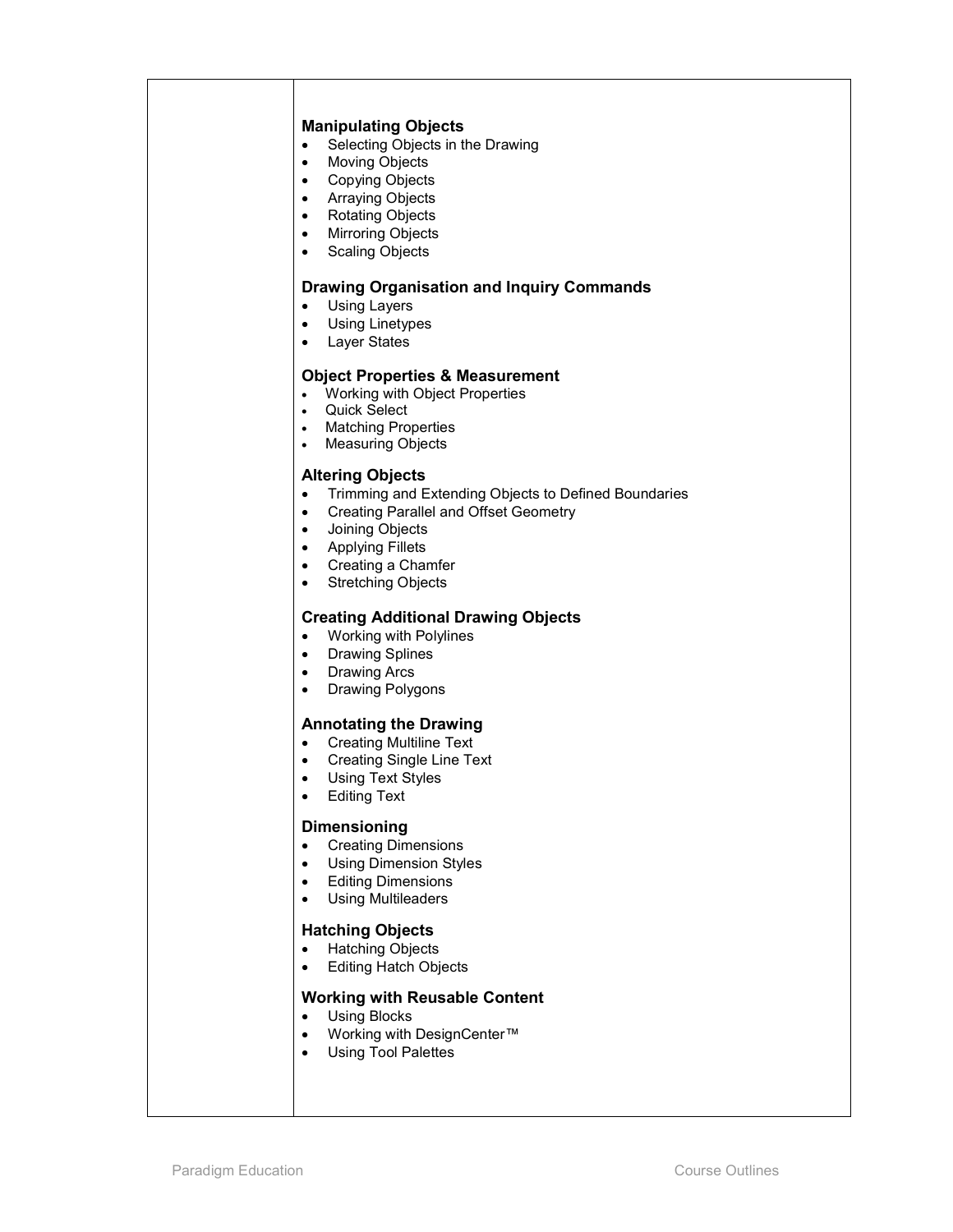**Manipulating Objects**

- Selecting Objects in the Drawing
- Moving Objects
- Copying Objects
- Arraying Objects
- Rotating Objects
- Mirroring Objects
- Scaling Objects

**Drawing Organisation and Inquiry Commands**

- Using Layers
- Using Linetypes
- Layer States

**Object Properties & Measurement**

- Working with Object Properties
- Quick Select
- Matching Properties
- Measuring Objects

**Altering Objects**

- Trimming and Extending Objects to Defined Boundaries
- Creating Parallel and Offset Geometry
- Joining Objects
- Applying Fillets
- Creating a Chamfer
- Stretching Objects

**Creating Additional Drawing Objects**

- Working with Polylines
- Drawing Splines
- Drawing Arcs
- Drawing Polygons

**Annotating the Drawing**

- Creating Multiline Text
- Creating Single Line Text
- Using Text Styles
- Editing Text

**Dimensioning**

- Creating Dimensions
- Using Dimension Styles
- Editing Dimensions
- Using Multileaders

**Hatching Objects**

- Hatching Objects
- Editing Hatch Objects

**Working with Reusable Content**

- Using Blocks
- Working with DesignCenter™
- Using Tool Palettes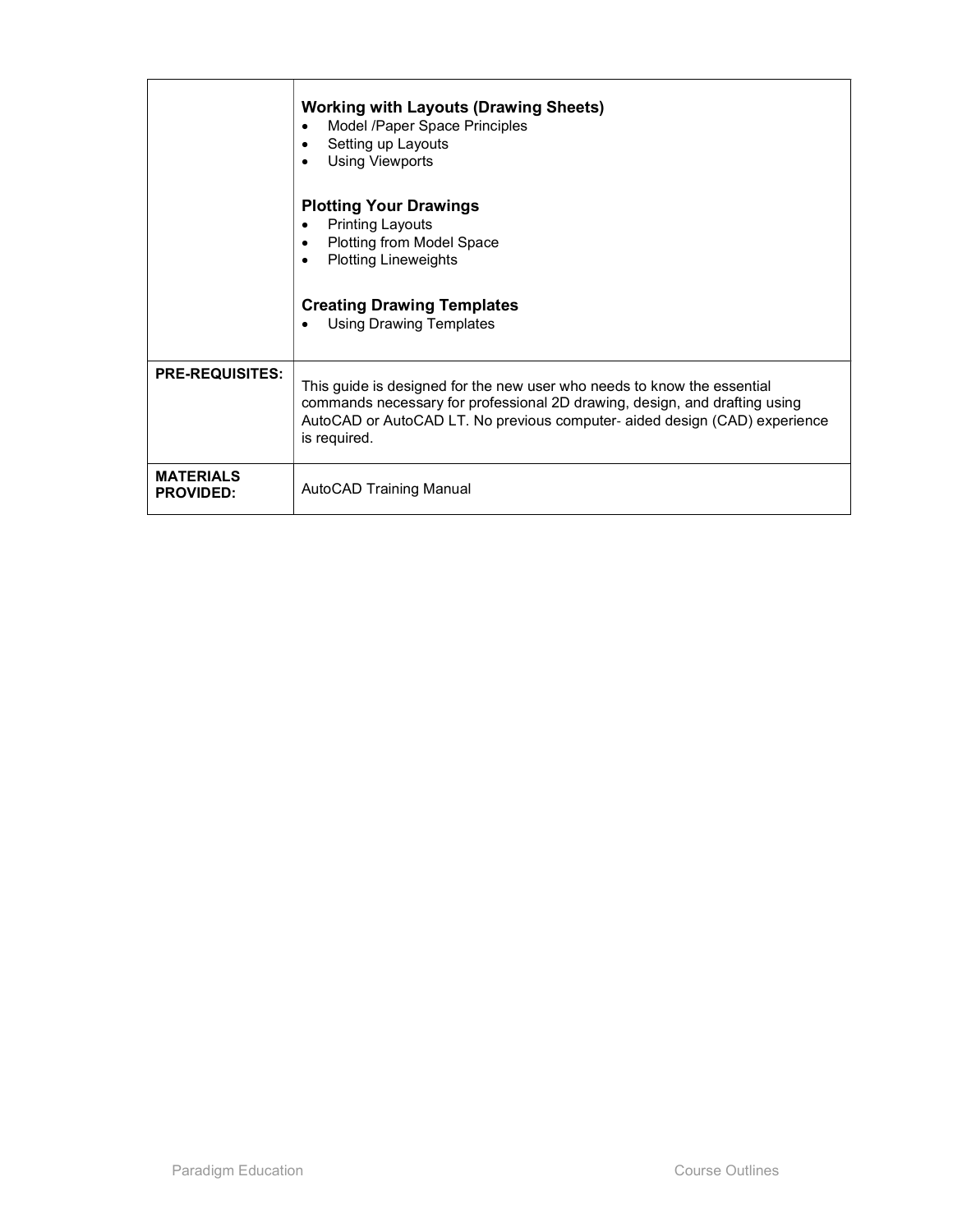| | |
|---|---|
| | **Working with Layouts (Drawing Sheets)**<br>• Model /Paper Space Principles<br>• Setting up Layouts<br>• Using Viewports<br><br>**Plotting Your Drawings**<br>• Printing Layouts<br>• Plotting from Model Space<br>• Plotting Lineweights<br><br>**Creating Drawing Templates**<br>• Using Drawing Templates |
| **PRE-REQUISITES:** | This guide is designed for the new user who needs to know the essential commands necessary for professional 2D drawing, design, and drafting using AutoCAD or AutoCAD LT. No previous computer- aided design (CAD) experience is required. |
| **MATERIALS PROVIDED:** | AutoCAD Training Manual |